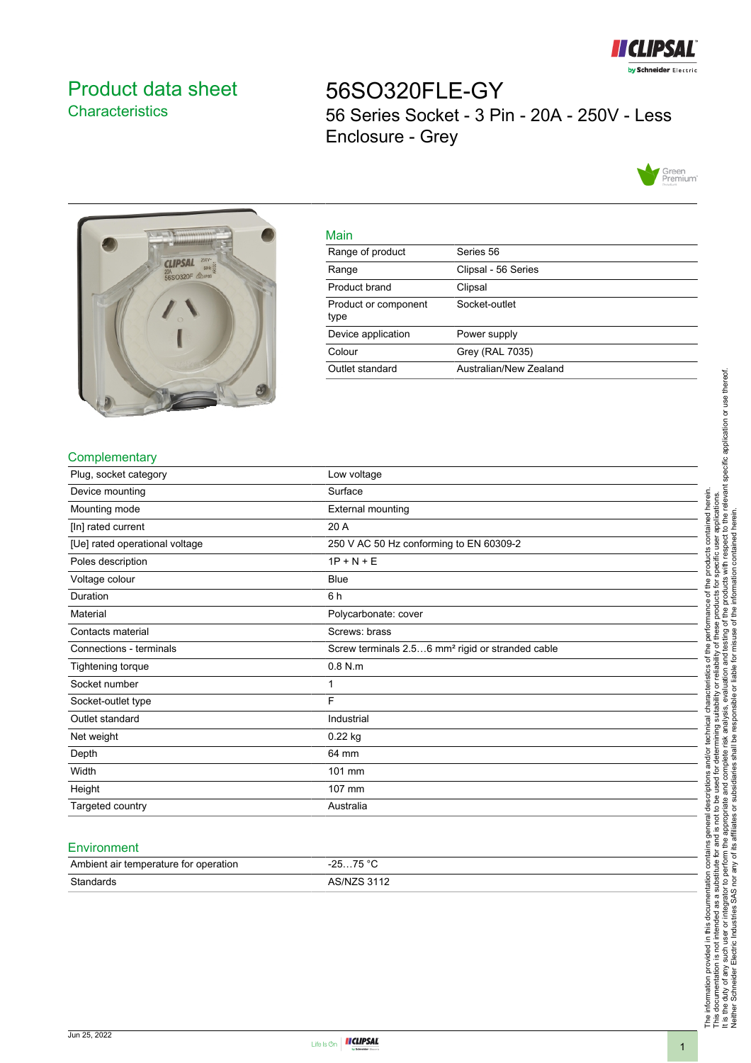# Product data sheet
## Characteristics

# 56SO320FLE-GY

56 Series Socket - 3 Pin - 20A - 250V - Less Enclosure - Grey

## Main

| | |
|---|---|
| Range of product | Series 56 |
| Range | Clipsal - 56 Series |
| Product brand | Clipsal |
| Product or component type | Socket-outlet |
| Device application | Power supply |
| Colour | Grey (RAL 7035) |
| Outlet standard | Australian/New Zealand |

## Complementary

| | |
|---|---|
| Plug, socket category | Low voltage |
| Device mounting | Surface |
| Mounting mode | External mounting |
| [In] rated current | 20 A |
| [Ue] rated operational voltage | 250 V AC 50 Hz conforming to EN 60309-2 |
| Poles description | 1P + N + E |
| Voltage colour | Blue |
| Duration | 6 h |
| Material | Polycarbonate: cover |
| Contacts material | Screws: brass |
| Connections - terminals | Screw terminals 2.5…6 mm² rigid or stranded cable |
| Tightening torque | 0.8 N.m |
| Socket number | 1 |
| Socket-outlet type | F |
| Outlet standard | Industrial |
| Net weight | 0.22 kg |
| Depth | 64 mm |
| Width | 101 mm |
| Height | 107 mm |
| Targeted country | Australia |

## Environment

| | |
|---|---|
| Ambient air temperature for operation | -25…75 °C |
| Standards | AS/NZS 3112 |

The information provided in this documentation contains general descriptions and/or technical characteristics of the performance of the products contained herein. This documentation is not intended as a substitute for and is not to be used for determining suitability or reliability of these products for specific user applications. It is the duty of any such user or integrator to perform the appropriate and complete risk analysis, evaluation and testing of the products with respect to the relevant specific application or use thereof. Neither Schneider Electric Industries SAS nor any of its affiliates or subsidiaries shall be responsible or liable for misuse of the information contained herein.

Jun 25, 2022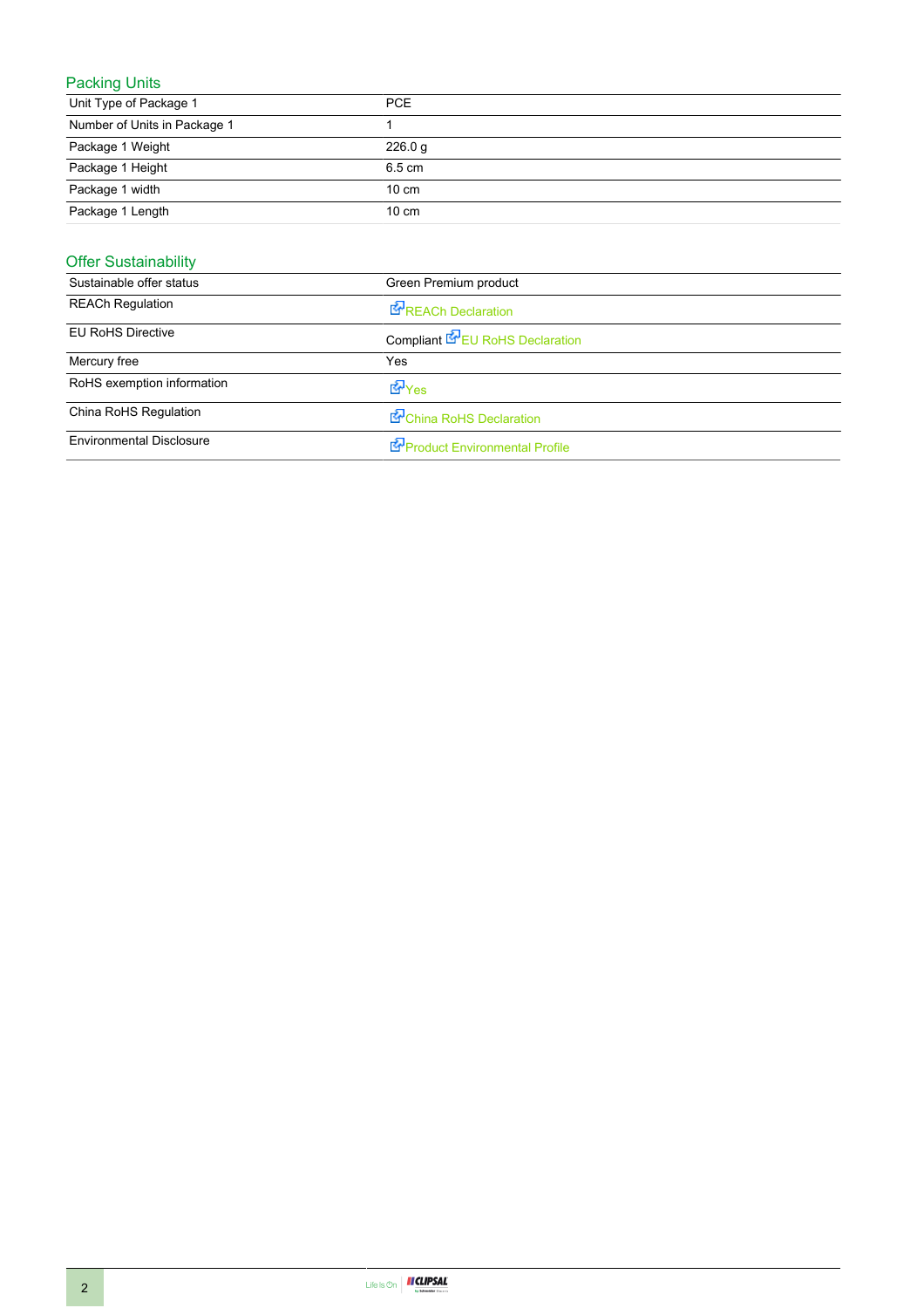## Packing Units

| | |
|---|---|
| Unit Type of Package 1 | PCE |
| Number of Units in Package 1 | 1 |
| Package 1 Weight | 226.0 g |
| Package 1 Height | 6.5 cm |
| Package 1 width | 10 cm |
| Package 1 Length | 10 cm |

## Offer Sustainability

| | |
|---|---|
| Sustainable offer status | Green Premium product |
| REACh Regulation | REACh Declaration |
| EU RoHS Directive | Compliant EU RoHS Declaration |
| Mercury free | Yes |
| RoHS exemption information | Yes |
| China RoHS Regulation | China RoHS Declaration |
| Environmental Disclosure | Product Environmental Profile |